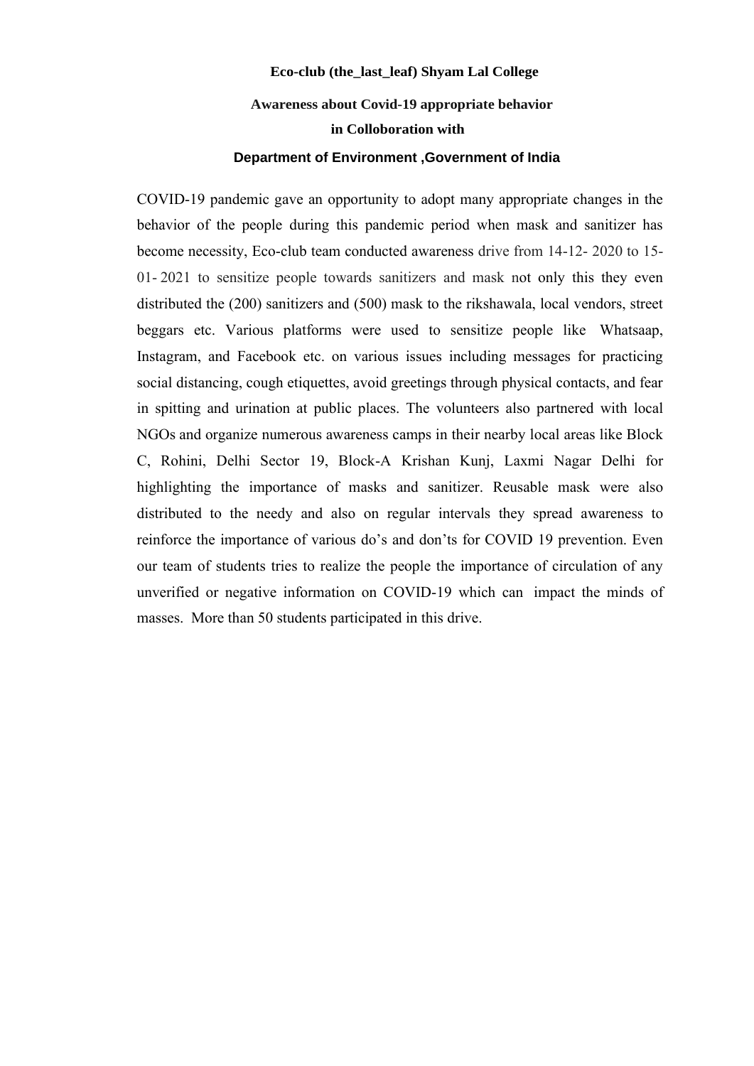**Eco-club (the_last_leaf) Shyam Lal College**

**Awareness about Covid-19 appropriate behavior**
**in Colloboration with**
**Department of Environment ,Government of India**

COVID-19 pandemic gave an opportunity to adopt many appropriate changes in the behavior of the people during this pandemic period when mask and sanitizer has become necessity, Eco-club team conducted awareness drive from 14-12- 2020 to 15-01- 2021 to sensitize people towards sanitizers and mask not only this they even distributed the (200) sanitizers and (500) mask to the rikshawala, local vendors, street beggars etc. Various platforms were used to sensitize people like Whatsaap, Instagram, and Facebook etc. on various issues including messages for practicing social distancing, cough etiquettes, avoid greetings through physical contacts, and fear in spitting and urination at public places. The volunteers also partnered with local NGOs and organize numerous awareness camps in their nearby local areas like Block C, Rohini, Delhi Sector 19, Block-A Krishan Kunj, Laxmi Nagar Delhi for highlighting the importance of masks and sanitizer. Reusable mask were also distributed to the needy and also on regular intervals they spread awareness to reinforce the importance of various do's and don'ts for COVID 19 prevention. Even our team of students tries to realize the people the importance of circulation of any unverified or negative information on COVID-19 which can impact the minds of masses. More than 50 students participated in this drive.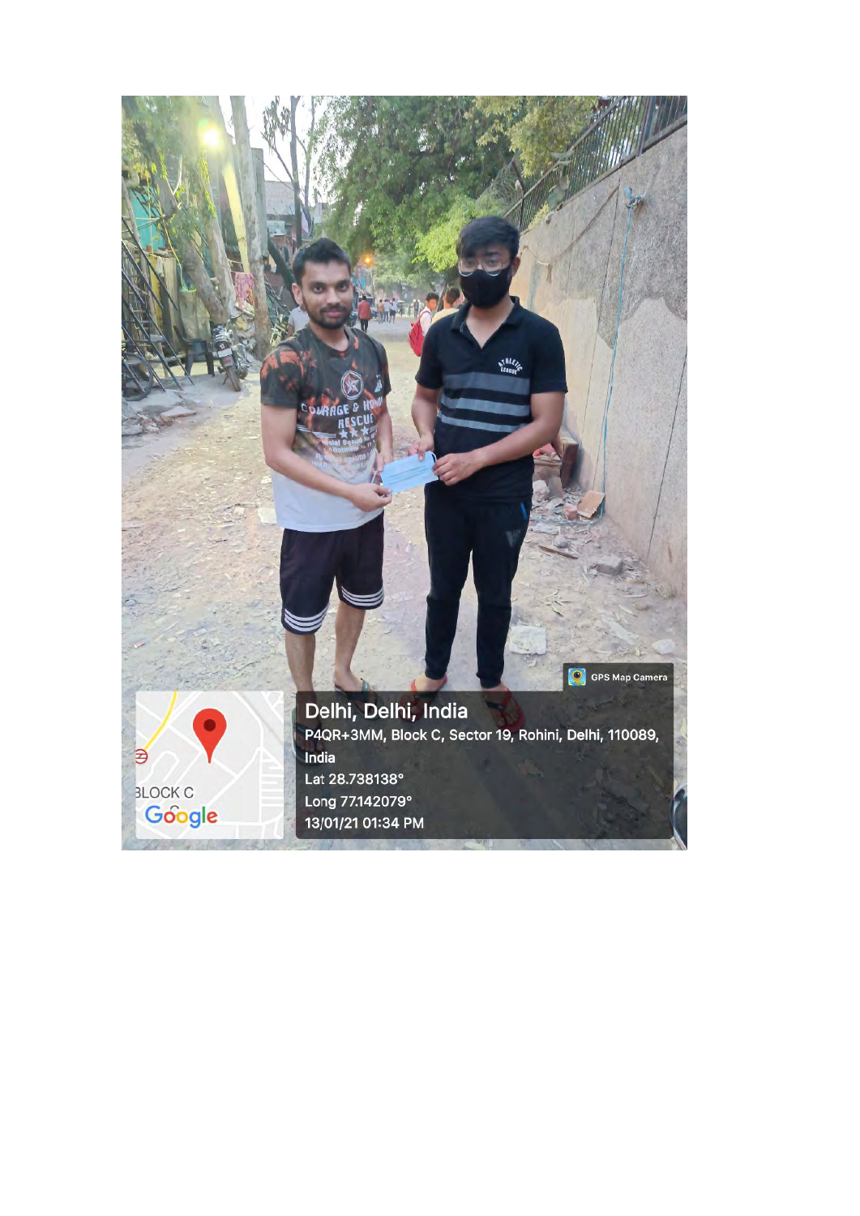GPS Map Camera

Delhi, Delhi, India

P4QR+3MM, Block C, Sector 19, Rohini, Delhi, 110089, India

Lat 28.738138°

Long 77.142079°

13/01/21 01:34 PM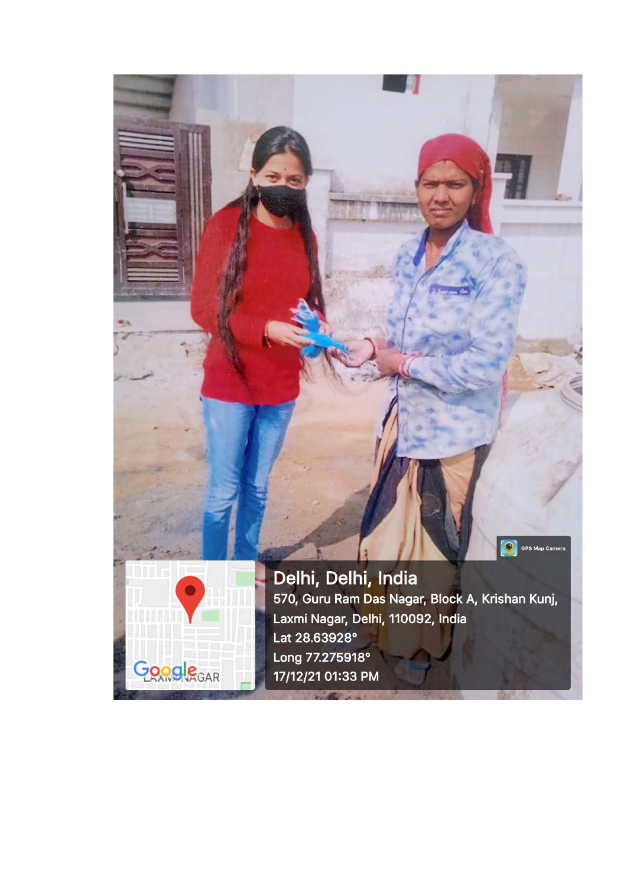GPS Map Camera

Delhi, Delhi, India

570, Guru Ram Das Nagar, Block A, Krishan Kunj, Laxmi Nagar, Delhi, 110092, India

Lat 28.63928°

Long 77.275918°

17/12/21 01:33 PM